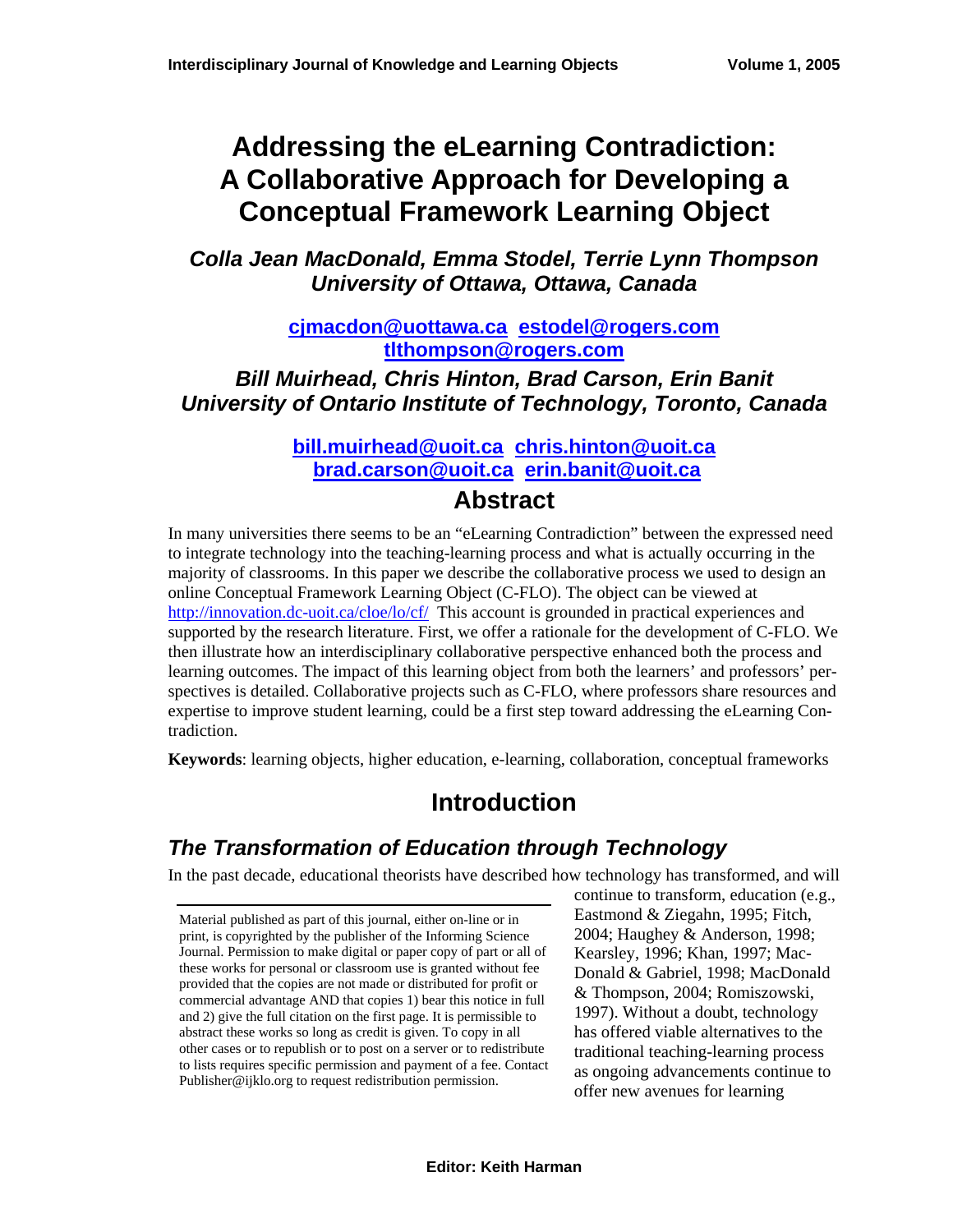# Addressing the eLearning Contradiction: A Collaborative Approach for Developing a Conceptual Framework Learning Object

***Colla Jean MacDonald, Emma Stodel, Terrie Lynn Thompson***
***University of Ottawa, Ottawa, Canada***

**cjmacdon@uottawa.ca estodel@rogers.com tlthompson@rogers.com**

***Bill Muirhead, Chris Hinton, Brad Carson, Erin Banit***
***University of Ontario Institute of Technology, Toronto, Canada***

**bill.muirhead@uoit.ca chris.hinton@uoit.ca brad.carson@uoit.ca erin.banit@uoit.ca**

## Abstract

In many universities there seems to be an "eLearning Contradiction" between the expressed need to integrate technology into the teaching-learning process and what is actually occurring in the majority of classrooms. In this paper we describe the collaborative process we used to design an online Conceptual Framework Learning Object (C-FLO). The object can be viewed at http://innovation.dc-uoit.ca/cloe/lo/cf/ This account is grounded in practical experiences and supported by the research literature. First, we offer a rationale for the development of C-FLO. We then illustrate how an interdisciplinary collaborative perspective enhanced both the process and learning outcomes. The impact of this learning object from both the learners' and professors' perspectives is detailed. Collaborative projects such as C-FLO, where professors share resources and expertise to improve student learning, could be a first step toward addressing the eLearning Contradiction.

**Keywords**: learning objects, higher education, e-learning, collaboration, conceptual frameworks

## Introduction

### *The Transformation of Education through Technology*

In the past decade, educational theorists have described how technology has transformed, and will continue to transform, education (e.g., Eastmond & Ziegahn, 1995; Fitch, 2004; Haughey & Anderson, 1998; Kearsley, 1996; Khan, 1997; MacDonald & Gabriel, 1998; MacDonald & Thompson, 2004; Romiszowski, 1997). Without a doubt, technology has offered viable alternatives to the traditional teaching-learning process as ongoing advancements continue to offer new avenues for learning

Material published as part of this journal, either on-line or in print, is copyrighted by the publisher of the Informing Science Journal. Permission to make digital or paper copy of part or all of these works for personal or classroom use is granted without fee provided that the copies are not made or distributed for profit or commercial advantage AND that copies 1) bear this notice in full and 2) give the full citation on the first page. It is permissible to abstract these works so long as credit is given. To copy in all other cases or to republish or to post on a server or to redistribute to lists requires specific permission and payment of a fee. Contact Publisher@ijklo.org to request redistribution permission.

**Editor: Keith Harman**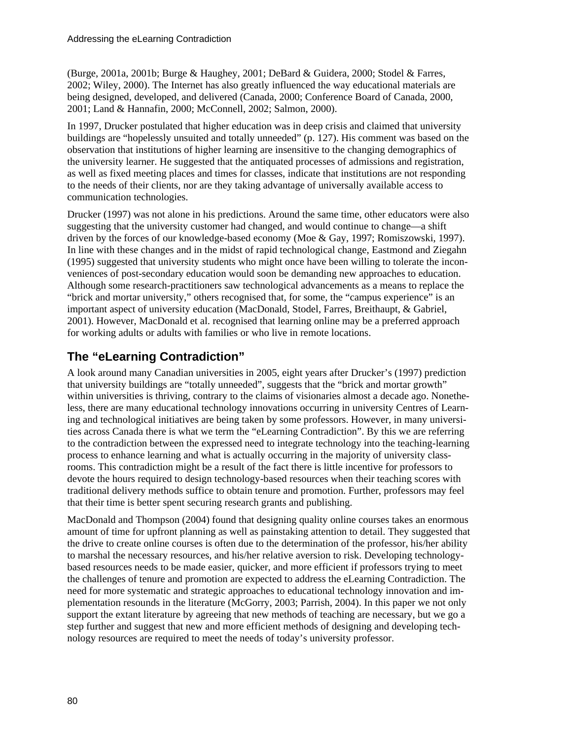(Burge, 2001a, 2001b; Burge & Haughey, 2001; DeBard & Guidera, 2000; Stodel & Farres, 2002; Wiley, 2000). The Internet has also greatly influenced the way educational materials are being designed, developed, and delivered (Canada, 2000; Conference Board of Canada, 2000, 2001; Land & Hannafin, 2000; McConnell, 2002; Salmon, 2000).

In 1997, Drucker postulated that higher education was in deep crisis and claimed that university buildings are "hopelessly unsuited and totally unneeded" (p. 127). His comment was based on the observation that institutions of higher learning are insensitive to the changing demographics of the university learner. He suggested that the antiquated processes of admissions and registration, as well as fixed meeting places and times for classes, indicate that institutions are not responding to the needs of their clients, nor are they taking advantage of universally available access to communication technologies.

Drucker (1997) was not alone in his predictions. Around the same time, other educators were also suggesting that the university customer had changed, and would continue to change—a shift driven by the forces of our knowledge-based economy (Moe & Gay, 1997; Romiszowski, 1997). In line with these changes and in the midst of rapid technological change, Eastmond and Ziegahn (1995) suggested that university students who might once have been willing to tolerate the inconveniences of post-secondary education would soon be demanding new approaches to education. Although some research-practitioners saw technological advancements as a means to replace the "brick and mortar university," others recognised that, for some, the "campus experience" is an important aspect of university education (MacDonald, Stodel, Farres, Breithaupt, & Gabriel, 2001). However, MacDonald et al. recognised that learning online may be a preferred approach for working adults or adults with families or who live in remote locations.

## The "eLearning Contradiction"

A look around many Canadian universities in 2005, eight years after Drucker's (1997) prediction that university buildings are "totally unneeded", suggests that the "brick and mortar growth" within universities is thriving, contrary to the claims of visionaries almost a decade ago. Nonetheless, there are many educational technology innovations occurring in university Centres of Learning and technological initiatives are being taken by some professors. However, in many universities across Canada there is what we term the "eLearning Contradiction". By this we are referring to the contradiction between the expressed need to integrate technology into the teaching-learning process to enhance learning and what is actually occurring in the majority of university classrooms. This contradiction might be a result of the fact there is little incentive for professors to devote the hours required to design technology-based resources when their teaching scores with traditional delivery methods suffice to obtain tenure and promotion. Further, professors may feel that their time is better spent securing research grants and publishing.

MacDonald and Thompson (2004) found that designing quality online courses takes an enormous amount of time for upfront planning as well as painstaking attention to detail. They suggested that the drive to create online courses is often due to the determination of the professor, his/her ability to marshal the necessary resources, and his/her relative aversion to risk. Developing technology-based resources needs to be made easier, quicker, and more efficient if professors trying to meet the challenges of tenure and promotion are expected to address the eLearning Contradiction. The need for more systematic and strategic approaches to educational technology innovation and implementation resounds in the literature (McGorry, 2003; Parrish, 2004). In this paper we not only support the extant literature by agreeing that new methods of teaching are necessary, but we go a step further and suggest that new and more efficient methods of designing and developing technology resources are required to meet the needs of today's university professor.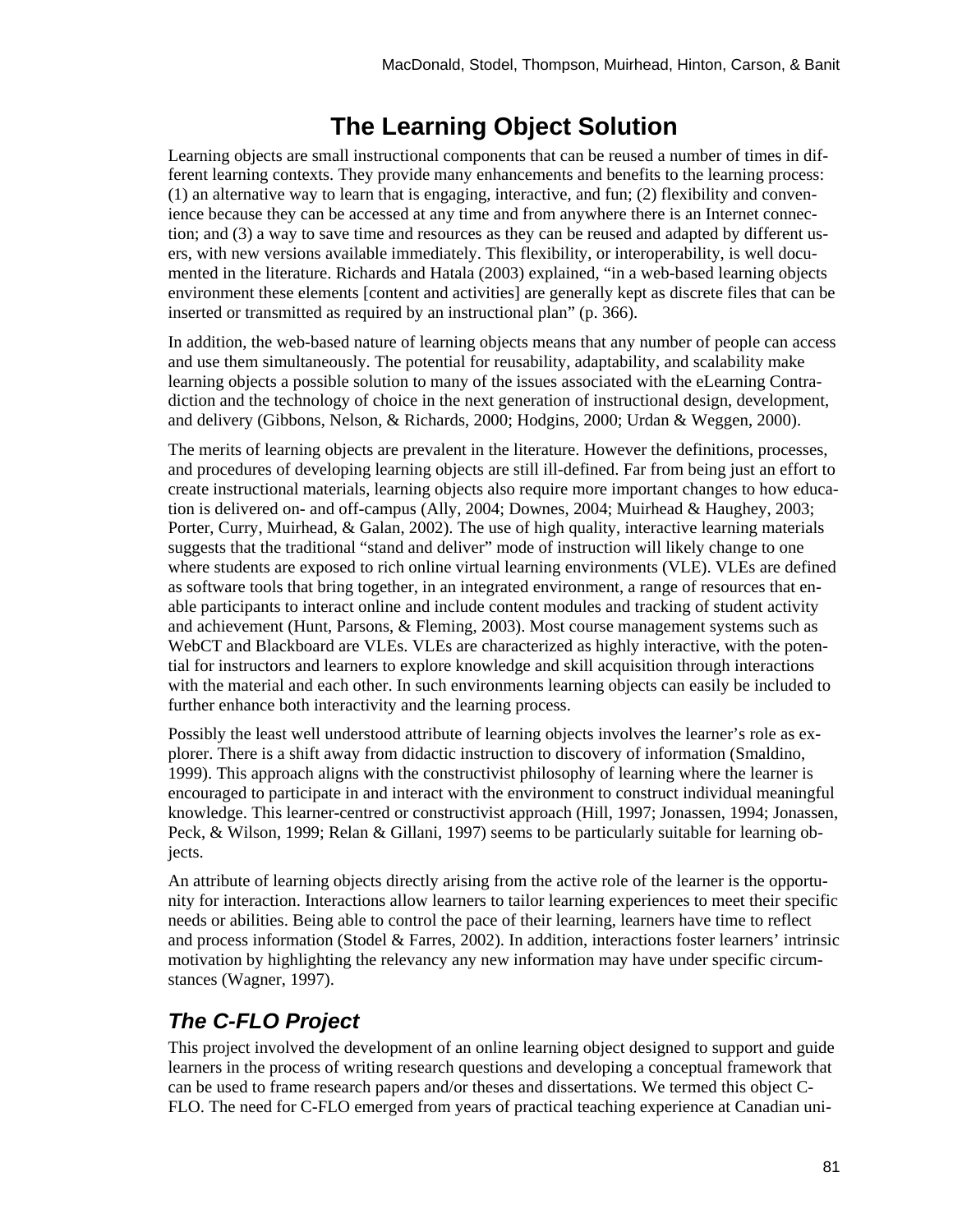## The Learning Object Solution

Learning objects are small instructional components that can be reused a number of times in different learning contexts. They provide many enhancements and benefits to the learning process: (1) an alternative way to learn that is engaging, interactive, and fun; (2) flexibility and convenience because they can be accessed at any time and from anywhere there is an Internet connection; and (3) a way to save time and resources as they can be reused and adapted by different users, with new versions available immediately. This flexibility, or interoperability, is well documented in the literature. Richards and Hatala (2003) explained, "in a web-based learning objects environment these elements [content and activities] are generally kept as discrete files that can be inserted or transmitted as required by an instructional plan" (p. 366).

In addition, the web-based nature of learning objects means that any number of people can access and use them simultaneously. The potential for reusability, adaptability, and scalability make learning objects a possible solution to many of the issues associated with the eLearning Contradiction and the technology of choice in the next generation of instructional design, development, and delivery (Gibbons, Nelson, & Richards, 2000; Hodgins, 2000; Urdan & Weggen, 2000).

The merits of learning objects are prevalent in the literature. However the definitions, processes, and procedures of developing learning objects are still ill-defined. Far from being just an effort to create instructional materials, learning objects also require more important changes to how education is delivered on- and off-campus (Ally, 2004; Downes, 2004; Muirhead & Haughey, 2003; Porter, Curry, Muirhead, & Galan, 2002). The use of high quality, interactive learning materials suggests that the traditional "stand and deliver" mode of instruction will likely change to one where students are exposed to rich online virtual learning environments (VLE). VLEs are defined as software tools that bring together, in an integrated environment, a range of resources that enable participants to interact online and include content modules and tracking of student activity and achievement (Hunt, Parsons, & Fleming, 2003). Most course management systems such as WebCT and Blackboard are VLEs. VLEs are characterized as highly interactive, with the potential for instructors and learners to explore knowledge and skill acquisition through interactions with the material and each other. In such environments learning objects can easily be included to further enhance both interactivity and the learning process.

Possibly the least well understood attribute of learning objects involves the learner's role as explorer. There is a shift away from didactic instruction to discovery of information (Smaldino, 1999). This approach aligns with the constructivist philosophy of learning where the learner is encouraged to participate in and interact with the environment to construct individual meaningful knowledge. This learner-centred or constructivist approach (Hill, 1997; Jonassen, 1994; Jonassen, Peck, & Wilson, 1999; Relan & Gillani, 1997) seems to be particularly suitable for learning objects.

An attribute of learning objects directly arising from the active role of the learner is the opportunity for interaction. Interactions allow learners to tailor learning experiences to meet their specific needs or abilities. Being able to control the pace of their learning, learners have time to reflect and process information (Stodel & Farres, 2002). In addition, interactions foster learners' intrinsic motivation by highlighting the relevancy any new information may have under specific circumstances (Wagner, 1997).

### *The C-FLO Project*

This project involved the development of an online learning object designed to support and guide learners in the process of writing research questions and developing a conceptual framework that can be used to frame research papers and/or theses and dissertations. We termed this object C-FLO. The need for C-FLO emerged from years of practical teaching experience at Canadian uni-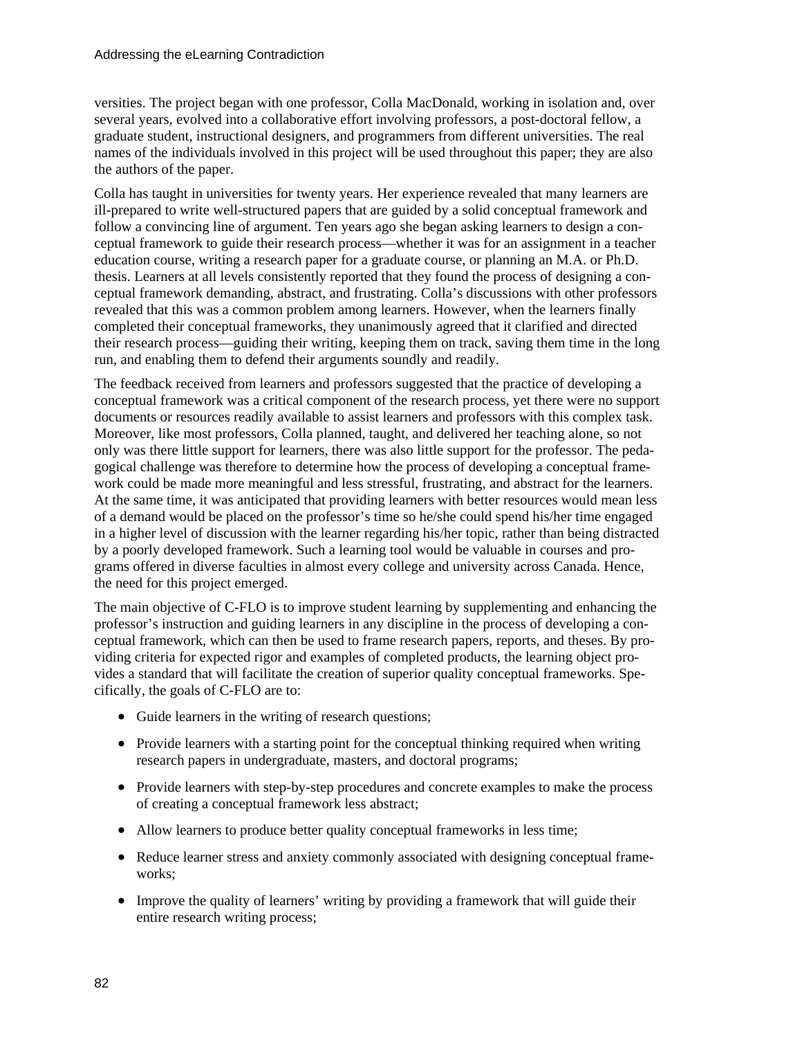versities. The project began with one professor, Colla MacDonald, working in isolation and, over several years, evolved into a collaborative effort involving professors, a post-doctoral fellow, a graduate student, instructional designers, and programmers from different universities. The real names of the individuals involved in this project will be used throughout this paper; they are also the authors of the paper.

Colla has taught in universities for twenty years. Her experience revealed that many learners are ill-prepared to write well-structured papers that are guided by a solid conceptual framework and follow a convincing line of argument. Ten years ago she began asking learners to design a conceptual framework to guide their research process—whether it was for an assignment in a teacher education course, writing a research paper for a graduate course, or planning an M.A. or Ph.D. thesis. Learners at all levels consistently reported that they found the process of designing a conceptual framework demanding, abstract, and frustrating. Colla's discussions with other professors revealed that this was a common problem among learners. However, when the learners finally completed their conceptual frameworks, they unanimously agreed that it clarified and directed their research process—guiding their writing, keeping them on track, saving them time in the long run, and enabling them to defend their arguments soundly and readily.

The feedback received from learners and professors suggested that the practice of developing a conceptual framework was a critical component of the research process, yet there were no support documents or resources readily available to assist learners and professors with this complex task. Moreover, like most professors, Colla planned, taught, and delivered her teaching alone, so not only was there little support for learners, there was also little support for the professor. The pedagogical challenge was therefore to determine how the process of developing a conceptual framework could be made more meaningful and less stressful, frustrating, and abstract for the learners. At the same time, it was anticipated that providing learners with better resources would mean less of a demand would be placed on the professor's time so he/she could spend his/her time engaged in a higher level of discussion with the learner regarding his/her topic, rather than being distracted by a poorly developed framework. Such a learning tool would be valuable in courses and programs offered in diverse faculties in almost every college and university across Canada. Hence, the need for this project emerged.

The main objective of C-FLO is to improve student learning by supplementing and enhancing the professor's instruction and guiding learners in any discipline in the process of developing a conceptual framework, which can then be used to frame research papers, reports, and theses. By providing criteria for expected rigor and examples of completed products, the learning object provides a standard that will facilitate the creation of superior quality conceptual frameworks. Specifically, the goals of C-FLO are to:

- Guide learners in the writing of research questions;
- Provide learners with a starting point for the conceptual thinking required when writing research papers in undergraduate, masters, and doctoral programs;
- Provide learners with step-by-step procedures and concrete examples to make the process of creating a conceptual framework less abstract;
- Allow learners to produce better quality conceptual frameworks in less time;
- Reduce learner stress and anxiety commonly associated with designing conceptual frameworks;
- Improve the quality of learners' writing by providing a framework that will guide their entire research writing process;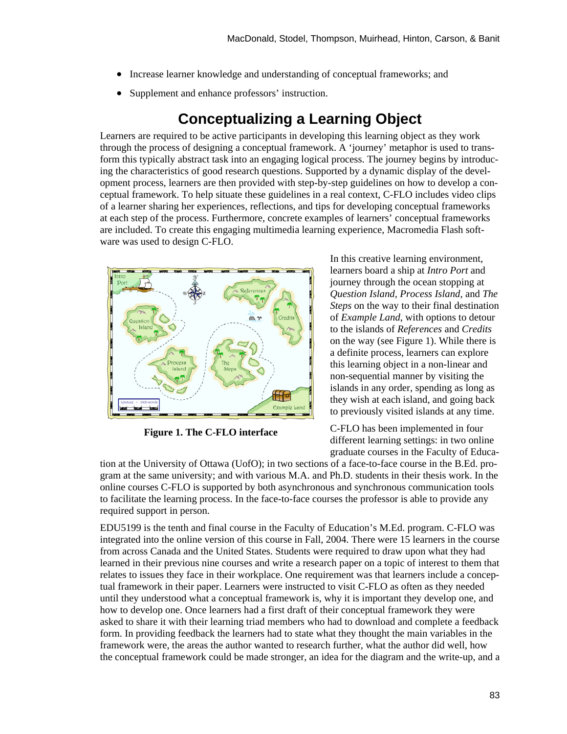- Increase learner knowledge and understanding of conceptual frameworks; and
- Supplement and enhance professors' instruction.

## Conceptualizing a Learning Object

Learners are required to be active participants in developing this learning object as they work through the process of designing a conceptual framework. A 'journey' metaphor is used to transform this typically abstract task into an engaging logical process. The journey begins by introducing the characteristics of good research questions. Supported by a dynamic display of the development process, learners are then provided with step-by-step guidelines on how to develop a conceptual framework. To help situate these guidelines in a real context, C-FLO includes video clips of a learner sharing her experiences, reflections, and tips for developing conceptual frameworks at each step of the process. Furthermore, concrete examples of learners' conceptual frameworks are included. To create this engaging multimedia learning experience, Macromedia Flash software was used to design C-FLO.

**Figure 1. The C-FLO interface**

In this creative learning environment, learners board a ship at *Intro Port* and journey through the ocean stopping at *Question Island*, *Process Island*, and *The Steps* on the way to their final destination of *Example Land*, with options to detour to the islands of *References* and *Credits* on the way (see Figure 1). While there is a definite process, learners can explore this learning object in a non-linear and non-sequential manner by visiting the islands in any order, spending as long as they wish at each island, and going back to previously visited islands at any time.

C-FLO has been implemented in four different learning settings: in two online graduate courses in the Faculty of Education at the University of Ottawa (UofO); in two sections of a face-to-face course in the B.Ed. program at the same university; and with various M.A. and Ph.D. students in their thesis work. In the online courses C-FLO is supported by both asynchronous and synchronous communication tools to facilitate the learning process. In the face-to-face courses the professor is able to provide any required support in person.

EDU5199 is the tenth and final course in the Faculty of Education's M.Ed. program. C-FLO was integrated into the online version of this course in Fall, 2004. There were 15 learners in the course from across Canada and the United States. Students were required to draw upon what they had learned in their previous nine courses and write a research paper on a topic of interest to them that relates to issues they face in their workplace. One requirement was that learners include a conceptual framework in their paper. Learners were instructed to visit C-FLO as often as they needed until they understood what a conceptual framework is, why it is important they develop one, and how to develop one. Once learners had a first draft of their conceptual framework they were asked to share it with their learning triad members who had to download and complete a feedback form. In providing feedback the learners had to state what they thought the main variables in the framework were, the areas the author wanted to research further, what the author did well, how the conceptual framework could be made stronger, an idea for the diagram and the write-up, and a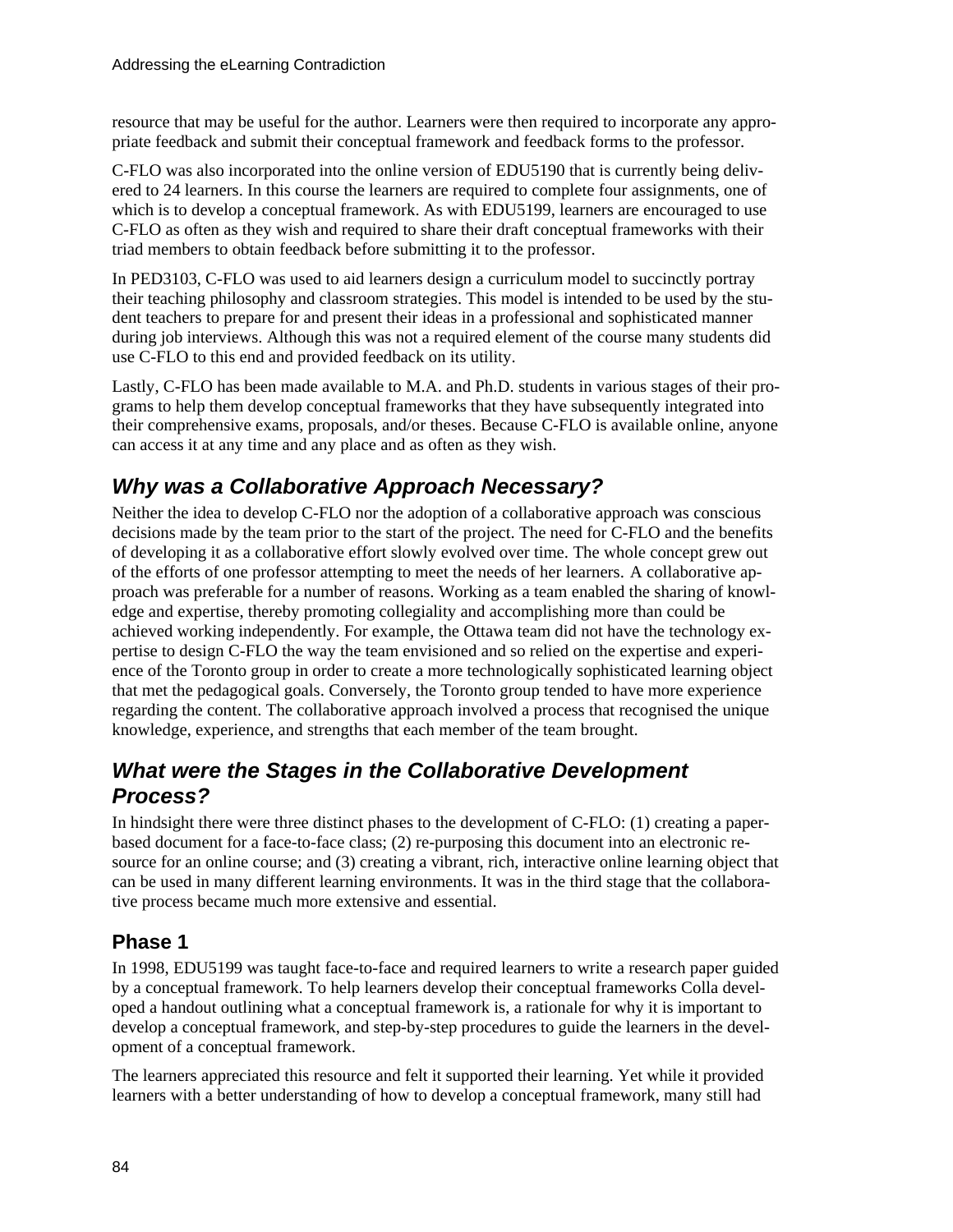resource that may be useful for the author. Learners were then required to incorporate any appropriate feedback and submit their conceptual framework and feedback forms to the professor.

C-FLO was also incorporated into the online version of EDU5190 that is currently being delivered to 24 learners. In this course the learners are required to complete four assignments, one of which is to develop a conceptual framework. As with EDU5199, learners are encouraged to use C-FLO as often as they wish and required to share their draft conceptual frameworks with their triad members to obtain feedback before submitting it to the professor.

In PED3103, C-FLO was used to aid learners design a curriculum model to succinctly portray their teaching philosophy and classroom strategies. This model is intended to be used by the student teachers to prepare for and present their ideas in a professional and sophisticated manner during job interviews. Although this was not a required element of the course many students did use C-FLO to this end and provided feedback on its utility.

Lastly, C-FLO has been made available to M.A. and Ph.D. students in various stages of their programs to help them develop conceptual frameworks that they have subsequently integrated into their comprehensive exams, proposals, and/or theses. Because C-FLO is available online, anyone can access it at any time and any place and as often as they wish.

## *Why was a Collaborative Approach Necessary?*

Neither the idea to develop C-FLO nor the adoption of a collaborative approach was conscious decisions made by the team prior to the start of the project. The need for C-FLO and the benefits of developing it as a collaborative effort slowly evolved over time. The whole concept grew out of the efforts of one professor attempting to meet the needs of her learners. A collaborative approach was preferable for a number of reasons. Working as a team enabled the sharing of knowledge and expertise, thereby promoting collegiality and accomplishing more than could be achieved working independently. For example, the Ottawa team did not have the technology expertise to design C-FLO the way the team envisioned and so relied on the expertise and experience of the Toronto group in order to create a more technologically sophisticated learning object that met the pedagogical goals. Conversely, the Toronto group tended to have more experience regarding the content. The collaborative approach involved a process that recognised the unique knowledge, experience, and strengths that each member of the team brought.

## *What were the Stages in the Collaborative Development Process?*

In hindsight there were three distinct phases to the development of C-FLO: (1) creating a paper-based document for a face-to-face class; (2) re-purposing this document into an electronic resource for an online course; and (3) creating a vibrant, rich, interactive online learning object that can be used in many different learning environments. It was in the third stage that the collaborative process became much more extensive and essential.

### Phase 1

In 1998, EDU5199 was taught face-to-face and required learners to write a research paper guided by a conceptual framework. To help learners develop their conceptual frameworks Colla developed a handout outlining what a conceptual framework is, a rationale for why it is important to develop a conceptual framework, and step-by-step procedures to guide the learners in the development of a conceptual framework.

The learners appreciated this resource and felt it supported their learning. Yet while it provided learners with a better understanding of how to develop a conceptual framework, many still had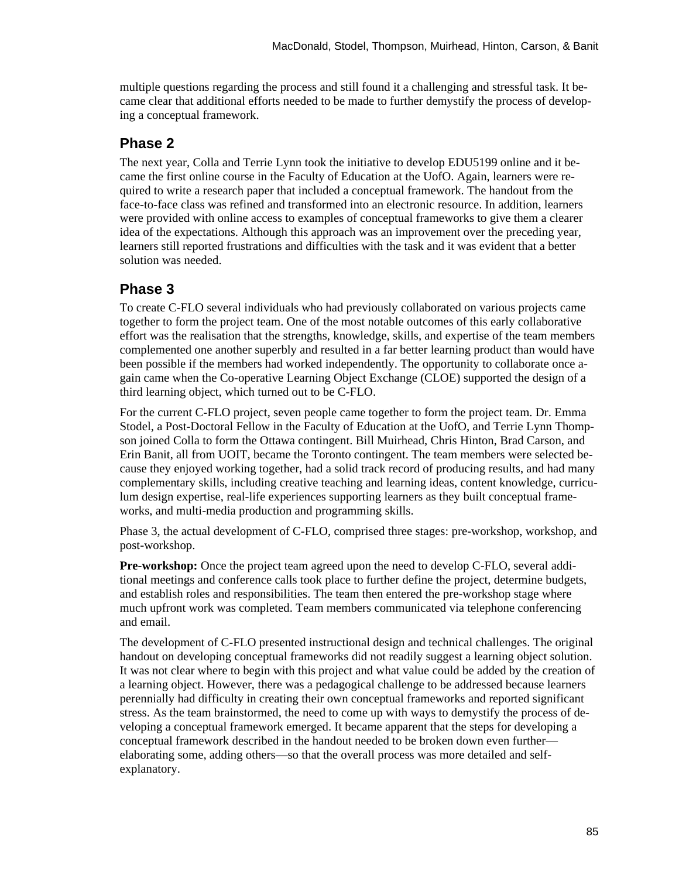multiple questions regarding the process and still found it a challenging and stressful task. It became clear that additional efforts needed to be made to further demystify the process of developing a conceptual framework.

## Phase 2

The next year, Colla and Terrie Lynn took the initiative to develop EDU5199 online and it became the first online course in the Faculty of Education at the UofO. Again, learners were required to write a research paper that included a conceptual framework. The handout from the face-to-face class was refined and transformed into an electronic resource. In addition, learners were provided with online access to examples of conceptual frameworks to give them a clearer idea of the expectations. Although this approach was an improvement over the preceding year, learners still reported frustrations and difficulties with the task and it was evident that a better solution was needed.

## Phase 3

To create C-FLO several individuals who had previously collaborated on various projects came together to form the project team. One of the most notable outcomes of this early collaborative effort was the realisation that the strengths, knowledge, skills, and expertise of the team members complemented one another superbly and resulted in a far better learning product than would have been possible if the members had worked independently. The opportunity to collaborate once again came when the Co-operative Learning Object Exchange (CLOE) supported the design of a third learning object, which turned out to be C-FLO.

For the current C-FLO project, seven people came together to form the project team. Dr. Emma Stodel, a Post-Doctoral Fellow in the Faculty of Education at the UofO, and Terrie Lynn Thompson joined Colla to form the Ottawa contingent. Bill Muirhead, Chris Hinton, Brad Carson, and Erin Banit, all from UOIT, became the Toronto contingent. The team members were selected because they enjoyed working together, had a solid track record of producing results, and had many complementary skills, including creative teaching and learning ideas, content knowledge, curriculum design expertise, real-life experiences supporting learners as they built conceptual frameworks, and multi-media production and programming skills.

Phase 3, the actual development of C-FLO, comprised three stages: pre-workshop, workshop, and post-workshop.

**Pre-workshop:** Once the project team agreed upon the need to develop C-FLO, several additional meetings and conference calls took place to further define the project, determine budgets, and establish roles and responsibilities. The team then entered the pre-workshop stage where much upfront work was completed. Team members communicated via telephone conferencing and email.

The development of C-FLO presented instructional design and technical challenges. The original handout on developing conceptual frameworks did not readily suggest a learning object solution. It was not clear where to begin with this project and what value could be added by the creation of a learning object. However, there was a pedagogical challenge to be addressed because learners perennially had difficulty in creating their own conceptual frameworks and reported significant stress. As the team brainstormed, the need to come up with ways to demystify the process of developing a conceptual framework emerged. It became apparent that the steps for developing a conceptual framework described in the handout needed to be broken down even further—elaborating some, adding others—so that the overall process was more detailed and self-explanatory.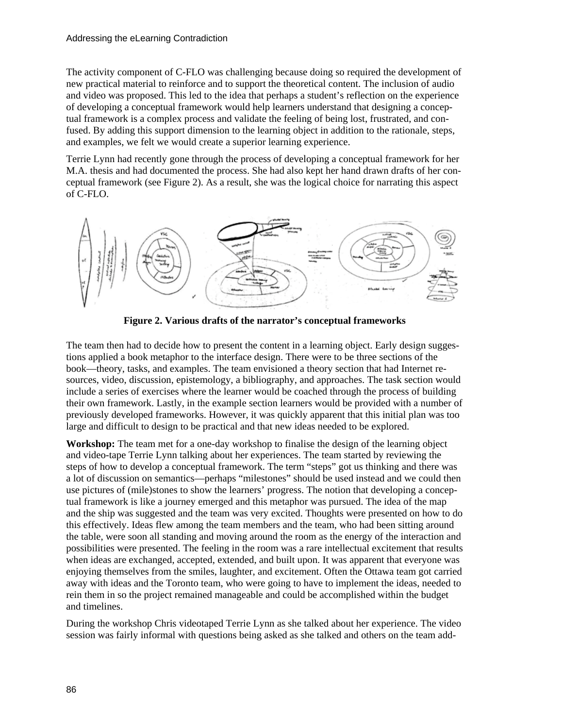The activity component of C-FLO was challenging because doing so required the development of new practical material to reinforce and to support the theoretical content. The inclusion of audio and video was proposed. This led to the idea that perhaps a student's reflection on the experience of developing a conceptual framework would help learners understand that designing a conceptual framework is a complex process and validate the feeling of being lost, frustrated, and confused. By adding this support dimension to the learning object in addition to the rationale, steps, and examples, we felt we would create a superior learning experience.

Terrie Lynn had recently gone through the process of developing a conceptual framework for her M.A. thesis and had documented the process. She had also kept her hand drawn drafts of her conceptual framework (see Figure 2). As a result, she was the logical choice for narrating this aspect of C-FLO.

**Figure 2. Various drafts of the narrator's conceptual frameworks**

The team then had to decide how to present the content in a learning object. Early design suggestions applied a book metaphor to the interface design. There were to be three sections of the book—theory, tasks, and examples. The team envisioned a theory section that had Internet resources, video, discussion, epistemology, a bibliography, and approaches. The task section would include a series of exercises where the learner would be coached through the process of building their own framework. Lastly, in the example section learners would be provided with a number of previously developed frameworks. However, it was quickly apparent that this initial plan was too large and difficult to design to be practical and that new ideas needed to be explored.

**Workshop:** The team met for a one-day workshop to finalise the design of the learning object and video-tape Terrie Lynn talking about her experiences. The team started by reviewing the steps of how to develop a conceptual framework. The term "steps" got us thinking and there was a lot of discussion on semantics—perhaps "milestones" should be used instead and we could then use pictures of (mile)stones to show the learners' progress. The notion that developing a conceptual framework is like a journey emerged and this metaphor was pursued. The idea of the map and the ship was suggested and the team was very excited. Thoughts were presented on how to do this effectively. Ideas flew among the team members and the team, who had been sitting around the table, were soon all standing and moving around the room as the energy of the interaction and possibilities were presented. The feeling in the room was a rare intellectual excitement that results when ideas are exchanged, accepted, extended, and built upon. It was apparent that everyone was enjoying themselves from the smiles, laughter, and excitement. Often the Ottawa team got carried away with ideas and the Toronto team, who were going to have to implement the ideas, needed to rein them in so the project remained manageable and could be accomplished within the budget and timelines.

During the workshop Chris videotaped Terrie Lynn as she talked about her experience. The video session was fairly informal with questions being asked as she talked and others on the team add-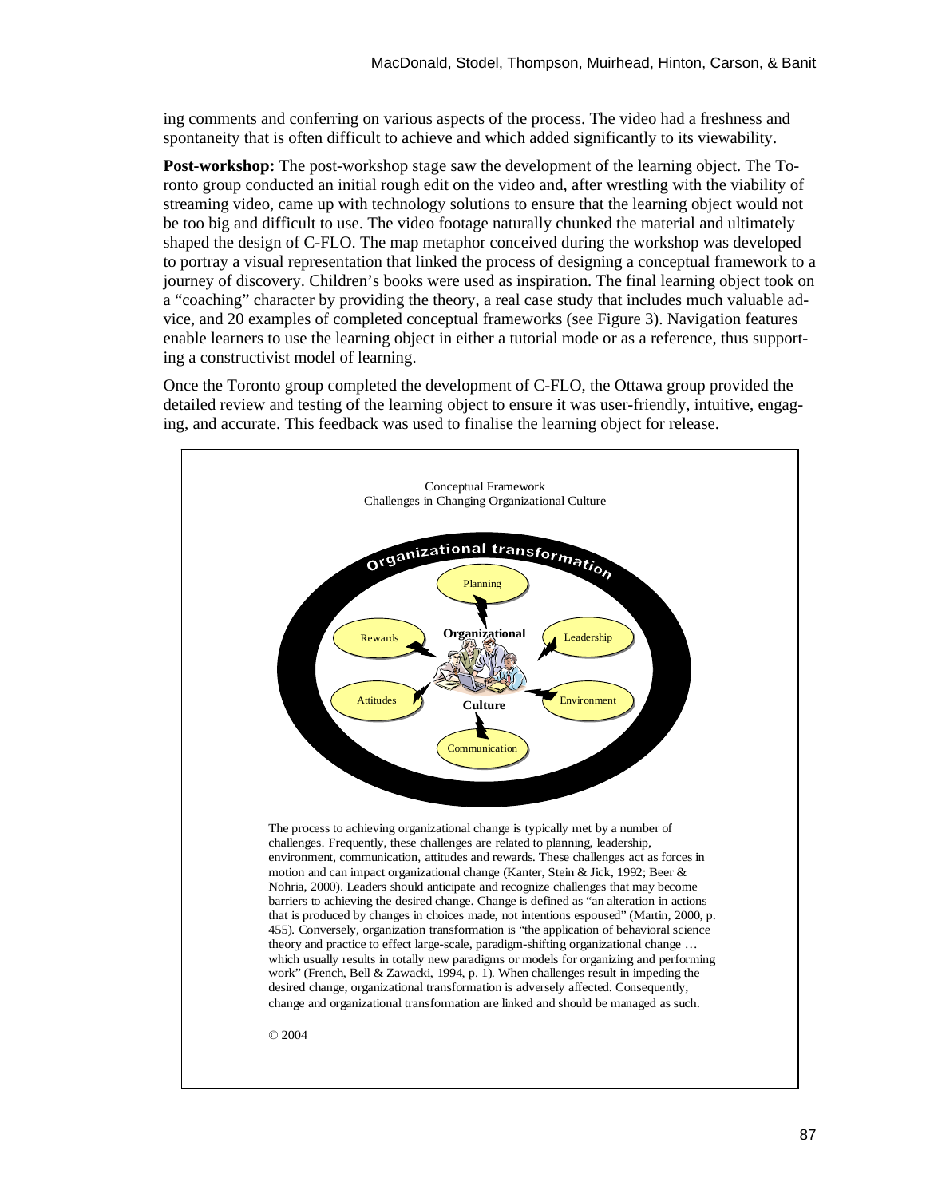ing comments and conferring on various aspects of the process. The video had a freshness and spontaneity that is often difficult to achieve and which added significantly to its viewability.

**Post-workshop:** The post-workshop stage saw the development of the learning object. The Toronto group conducted an initial rough edit on the video and, after wrestling with the viability of streaming video, came up with technology solutions to ensure that the learning object would not be too big and difficult to use. The video footage naturally chunked the material and ultimately shaped the design of C-FLO. The map metaphor conceived during the workshop was developed to portray a visual representation that linked the process of designing a conceptual framework to a journey of discovery. Children's books were used as inspiration. The final learning object took on a "coaching" character by providing the theory, a real case study that includes much valuable advice, and 20 examples of completed conceptual frameworks (see Figure 3). Navigation features enable learners to use the learning object in either a tutorial mode or as a reference, thus supporting a constructivist model of learning.

Once the Toronto group completed the development of C-FLO, the Ottawa group provided the detailed review and testing of the learning object to ensure it was user-friendly, intuitive, engaging, and accurate. This feedback was used to finalise the learning object for release.

Conceptual Framework
Challenges in Changing Organizational Culture

Organizational transformation

Planning

Rewards

Organizational

Leadership

Attitudes

Culture

Environment

Communication

The process to achieving organizational change is typically met by a number of challenges. Frequently, these challenges are related to planning, leadership, environment, communication, attitudes and rewards. These challenges act as forces in motion and can impact organizational change (Kanter, Stein & Jick, 1992; Beer & Nohria, 2000). Leaders should anticipate and recognize challenges that may become barriers to achieving the desired change. Change is defined as "an alteration in actions that is produced by changes in choices made, not intentions espoused" (Martin, 2000, p. 455). Conversely, organization transformation is "the application of behavioral science theory and practice to effect large-scale, paradigm-shifting organizational change … which usually results in totally new paradigms or models for organizing and performing work" (French, Bell & Zawacki, 1994, p. 1). When challenges result in impeding the desired change, organizational transformation is adversely affected. Consequently, change and organizational transformation are linked and should be managed as such.

© 2004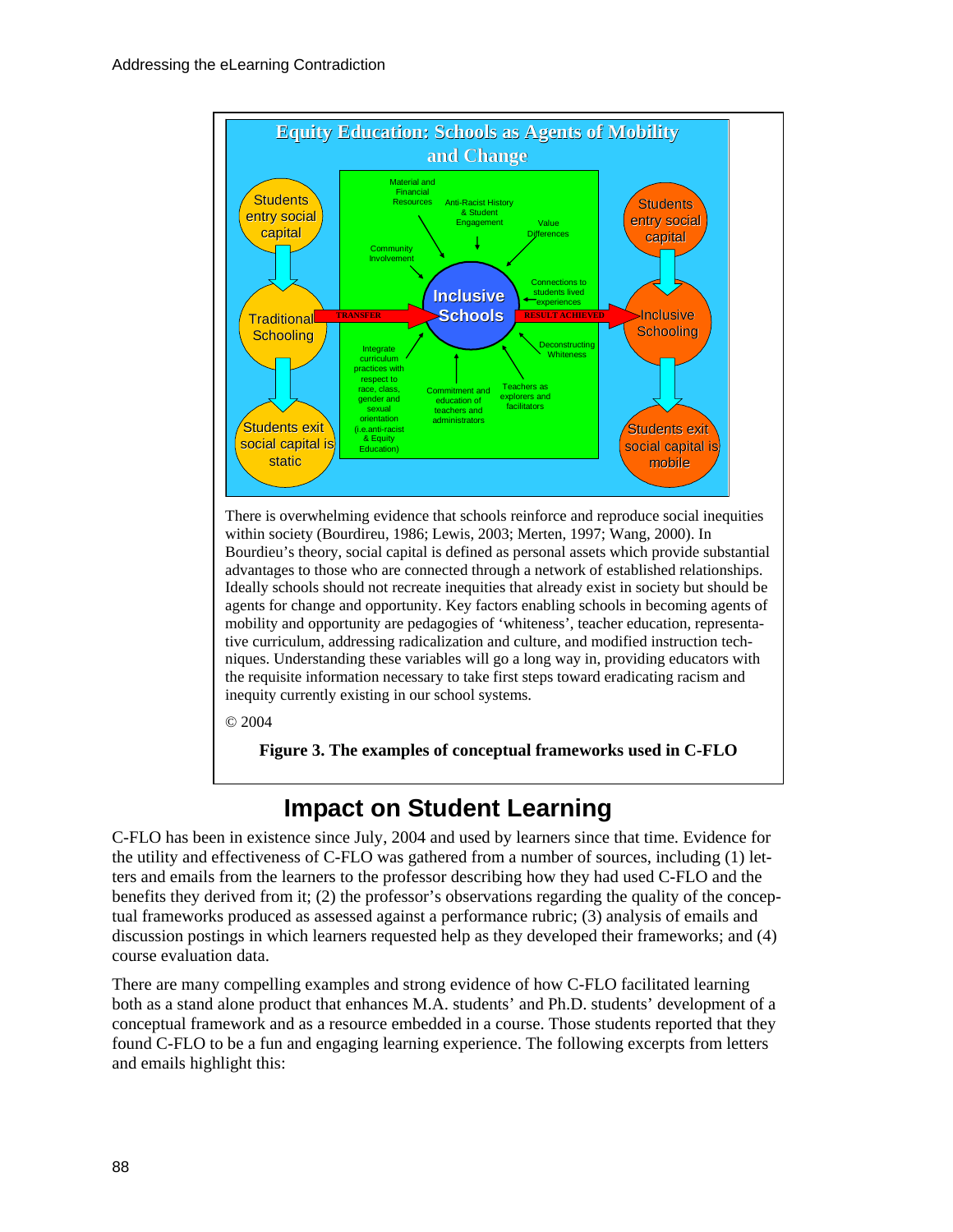Equity Education: Schools as Agents of Mobility and Change

Students entry social capital → Traditional Schooling → Students exit social capital is static

TRANSFER → Inclusive Schools → RESULT ACHIEVED

Material and Financial Resources; Anti-Racist History & Student Engagement; Value Differences; Community Involvement; Connections to students lived experiences; Deconstructing Whiteness; Teachers as explorers and facilitators; Commitment and education of teachers and administrators; Integrate curriculum practices with respect to race, class, gender and sexual orientation (i.e.anti-racist & Equity Education)

Students entry social capital → Inclusive Schooling → Students exit social capital is mobile

There is overwhelming evidence that schools reinforce and reproduce social inequities within society (Bourdireu, 1986; Lewis, 2003; Merten, 1997; Wang, 2000). In Bourdieu's theory, social capital is defined as personal assets which provide substantial advantages to those who are connected through a network of established relationships. Ideally schools should not recreate inequities that already exist in society but should be agents for change and opportunity. Key factors enabling schools in becoming agents of mobility and opportunity are pedagogies of 'whiteness', teacher education, representative curriculum, addressing radicalization and culture, and modified instruction techniques. Understanding these variables will go a long way in, providing educators with the requisite information necessary to take first steps toward eradicating racism and inequity currently existing in our school systems.

© 2004

**Figure 3. The examples of conceptual frameworks used in C-FLO**

## Impact on Student Learning

C-FLO has been in existence since July, 2004 and used by learners since that time. Evidence for the utility and effectiveness of C-FLO was gathered from a number of sources, including (1) letters and emails from the learners to the professor describing how they had used C-FLO and the benefits they derived from it; (2) the professor's observations regarding the quality of the conceptual frameworks produced as assessed against a performance rubric; (3) analysis of emails and discussion postings in which learners requested help as they developed their frameworks; and (4) course evaluation data.

There are many compelling examples and strong evidence of how C-FLO facilitated learning both as a stand alone product that enhances M.A. students' and Ph.D. students' development of a conceptual framework and as a resource embedded in a course. Those students reported that they found C-FLO to be a fun and engaging learning experience. The following excerpts from letters and emails highlight this: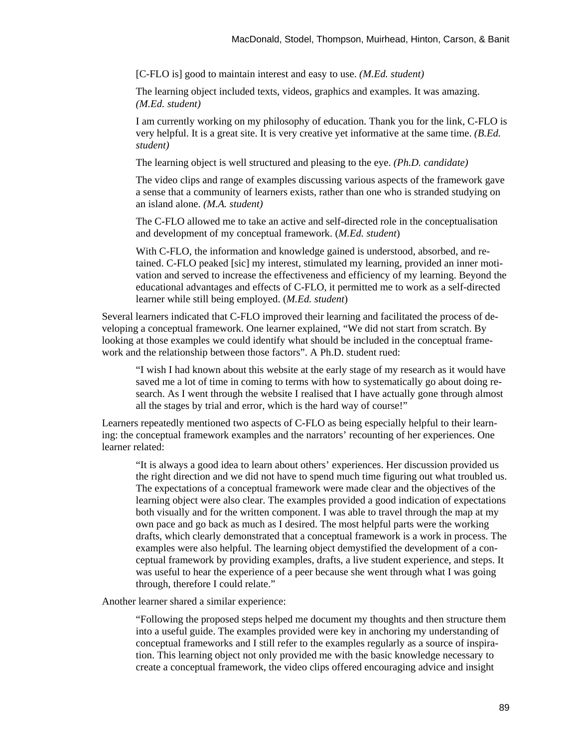> [C-FLO is] good to maintain interest and easy to use. *(M.Ed. student)*

> The learning object included texts, videos, graphics and examples. It was amazing. *(M.Ed. student)*

> I am currently working on my philosophy of education. Thank you for the link, C-FLO is very helpful. It is a great site. It is very creative yet informative at the same time. *(B.Ed. student)*

> The learning object is well structured and pleasing to the eye. *(Ph.D. candidate)*

> The video clips and range of examples discussing various aspects of the framework gave a sense that a community of learners exists, rather than one who is stranded studying on an island alone. *(M.A. student)*

> The C-FLO allowed me to take an active and self-directed role in the conceptualisation and development of my conceptual framework. (*M.Ed. student*)

> With C-FLO, the information and knowledge gained is understood, absorbed, and retained. C-FLO peaked [sic] my interest, stimulated my learning, provided an inner motivation and served to increase the effectiveness and efficiency of my learning. Beyond the educational advantages and effects of C-FLO, it permitted me to work as a self-directed learner while still being employed. (*M.Ed. student*)

Several learners indicated that C-FLO improved their learning and facilitated the process of developing a conceptual framework. One learner explained, "We did not start from scratch. By looking at those examples we could identify what should be included in the conceptual framework and the relationship between those factors". A Ph.D. student rued:

> "I wish I had known about this website at the early stage of my research as it would have saved me a lot of time in coming to terms with how to systematically go about doing research. As I went through the website I realised that I have actually gone through almost all the stages by trial and error, which is the hard way of course!"

Learners repeatedly mentioned two aspects of C-FLO as being especially helpful to their learning: the conceptual framework examples and the narrators' recounting of her experiences. One learner related:

> "It is always a good idea to learn about others' experiences. Her discussion provided us the right direction and we did not have to spend much time figuring out what troubled us. The expectations of a conceptual framework were made clear and the objectives of the learning object were also clear. The examples provided a good indication of expectations both visually and for the written component. I was able to travel through the map at my own pace and go back as much as I desired. The most helpful parts were the working drafts, which clearly demonstrated that a conceptual framework is a work in process. The examples were also helpful. The learning object demystified the development of a conceptual framework by providing examples, drafts, a live student experience, and steps. It was useful to hear the experience of a peer because she went through what I was going through, therefore I could relate."

Another learner shared a similar experience:

> "Following the proposed steps helped me document my thoughts and then structure them into a useful guide. The examples provided were key in anchoring my understanding of conceptual frameworks and I still refer to the examples regularly as a source of inspiration. This learning object not only provided me with the basic knowledge necessary to create a conceptual framework, the video clips offered encouraging advice and insight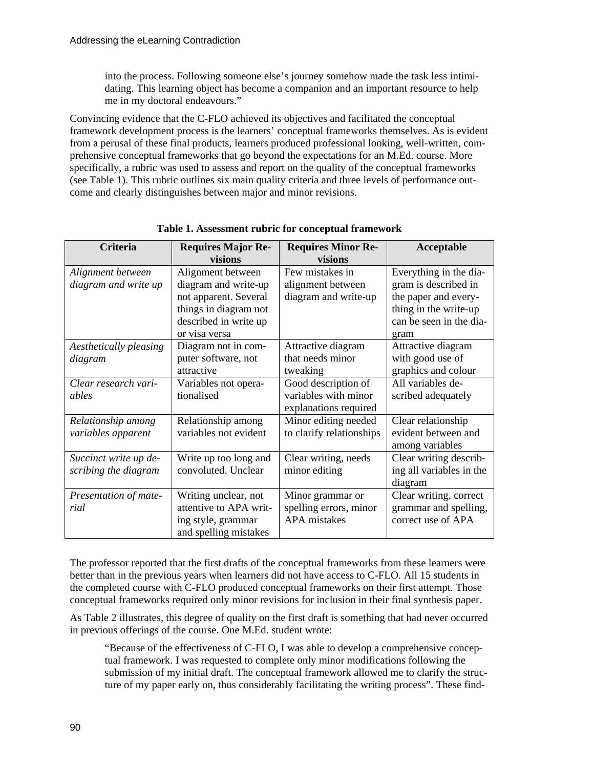into the process. Following someone else's journey somehow made the task less intimidating. This learning object has become a companion and an important resource to help me in my doctoral endeavours."

Convincing evidence that the C-FLO achieved its objectives and facilitated the conceptual framework development process is the learners' conceptual frameworks themselves. As is evident from a perusal of these final products, learners produced professional looking, well-written, comprehensive conceptual frameworks that go beyond the expectations for an M.Ed. course. More specifically, a rubric was used to assess and report on the quality of the conceptual frameworks (see Table 1). This rubric outlines six main quality criteria and three levels of performance outcome and clearly distinguishes between major and minor revisions.

**Table 1. Assessment rubric for conceptual framework**

| Criteria | Requires Major Revisions | Requires Minor Revisions | Acceptable |
|---|---|---|---|
| *Alignment between diagram and write up* | Alignment between diagram and write-up not apparent. Several things in diagram not described in write up or visa versa | Few mistakes in alignment between diagram and write-up | Everything in the diagram is described in the paper and everything in the write-up can be seen in the diagram |
| *Aesthetically pleasing diagram* | Diagram not in computer software, not attractive | Attractive diagram that needs minor tweaking | Attractive diagram with good use of graphics and colour |
| *Clear research variables* | Variables not operationalised | Good description of variables with minor explanations required | All variables described adequately |
| *Relationship among variables apparent* | Relationship among variables not evident | Minor editing needed to clarify relationships | Clear relationship evident between and among variables |
| *Succinct write up describing the diagram* | Write up too long and convoluted. Unclear | Clear writing, needs minor editing | Clear writing describing all variables in the diagram |
| *Presentation of material* | Writing unclear, not attentive to APA writing style, grammar and spelling mistakes | Minor grammar or spelling errors, minor APA mistakes | Clear writing, correct grammar and spelling, correct use of APA |

The professor reported that the first drafts of the conceptual frameworks from these learners were better than in the previous years when learners did not have access to C-FLO. All 15 students in the completed course with C-FLO produced conceptual frameworks on their first attempt. Those conceptual frameworks required only minor revisions for inclusion in their final synthesis paper.

As Table 2 illustrates, this degree of quality on the first draft is something that had never occurred in previous offerings of the course. One M.Ed. student wrote:

"Because of the effectiveness of C-FLO, I was able to develop a comprehensive conceptual framework. I was requested to complete only minor modifications following the submission of my initial draft. The conceptual framework allowed me to clarify the structure of my paper early on, thus considerably facilitating the writing process". These find-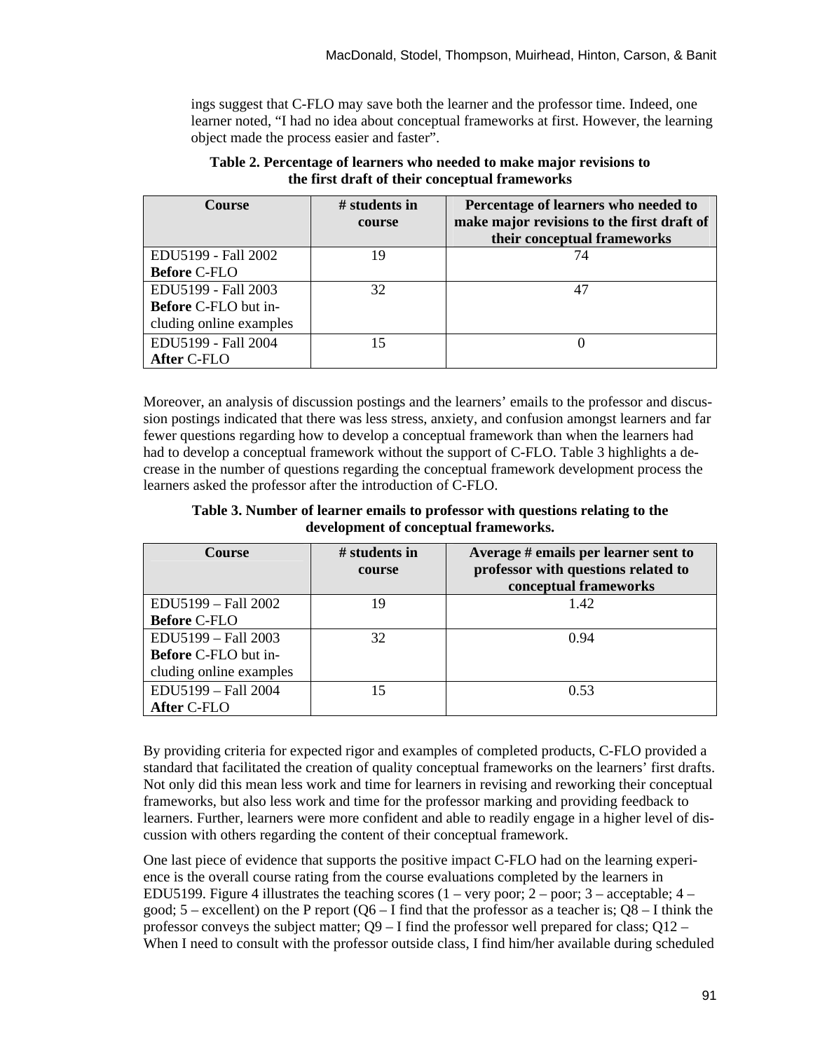ings suggest that C-FLO may save both the learner and the professor time. Indeed, one learner noted, "I had no idea about conceptual frameworks at first. However, the learning object made the process easier and faster".

**Table 2. Percentage of learners who needed to make major revisions to the first draft of their conceptual frameworks**

| Course | # students in course | Percentage of learners who needed to make major revisions to the first draft of their conceptual frameworks |
|---|---|---|
| EDU5199 - Fall 2002 **Before** C-FLO | 19 | 74 |
| EDU5199 - Fall 2003 **Before** C-FLO but including online examples | 32 | 47 |
| EDU5199 - Fall 2004 **After** C-FLO | 15 | 0 |

Moreover, an analysis of discussion postings and the learners' emails to the professor and discussion postings indicated that there was less stress, anxiety, and confusion amongst learners and far fewer questions regarding how to develop a conceptual framework than when the learners had had to develop a conceptual framework without the support of C-FLO. Table 3 highlights a decrease in the number of questions regarding the conceptual framework development process the learners asked the professor after the introduction of C-FLO.

**Table 3. Number of learner emails to professor with questions relating to the development of conceptual frameworks.**

| Course | # students in course | Average # emails per learner sent to professor with questions related to conceptual frameworks |
|---|---|---|
| EDU5199 – Fall 2002 **Before** C-FLO | 19 | 1.42 |
| EDU5199 – Fall 2003 **Before** C-FLO but including online examples | 32 | 0.94 |
| EDU5199 – Fall 2004 **After** C-FLO | 15 | 0.53 |

By providing criteria for expected rigor and examples of completed products, C-FLO provided a standard that facilitated the creation of quality conceptual frameworks on the learners' first drafts. Not only did this mean less work and time for learners in revising and reworking their conceptual frameworks, but also less work and time for the professor marking and providing feedback to learners. Further, learners were more confident and able to readily engage in a higher level of discussion with others regarding the content of their conceptual framework.

One last piece of evidence that supports the positive impact C-FLO had on the learning experience is the overall course rating from the course evaluations completed by the learners in EDU5199. Figure 4 illustrates the teaching scores (1 – very poor; 2 – poor; 3 – acceptable; 4 – good; 5 – excellent) on the P report (Q6 – I find that the professor as a teacher is; Q8 – I think the professor conveys the subject matter; Q9 – I find the professor well prepared for class; Q12 – When I need to consult with the professor outside class, I find him/her available during scheduled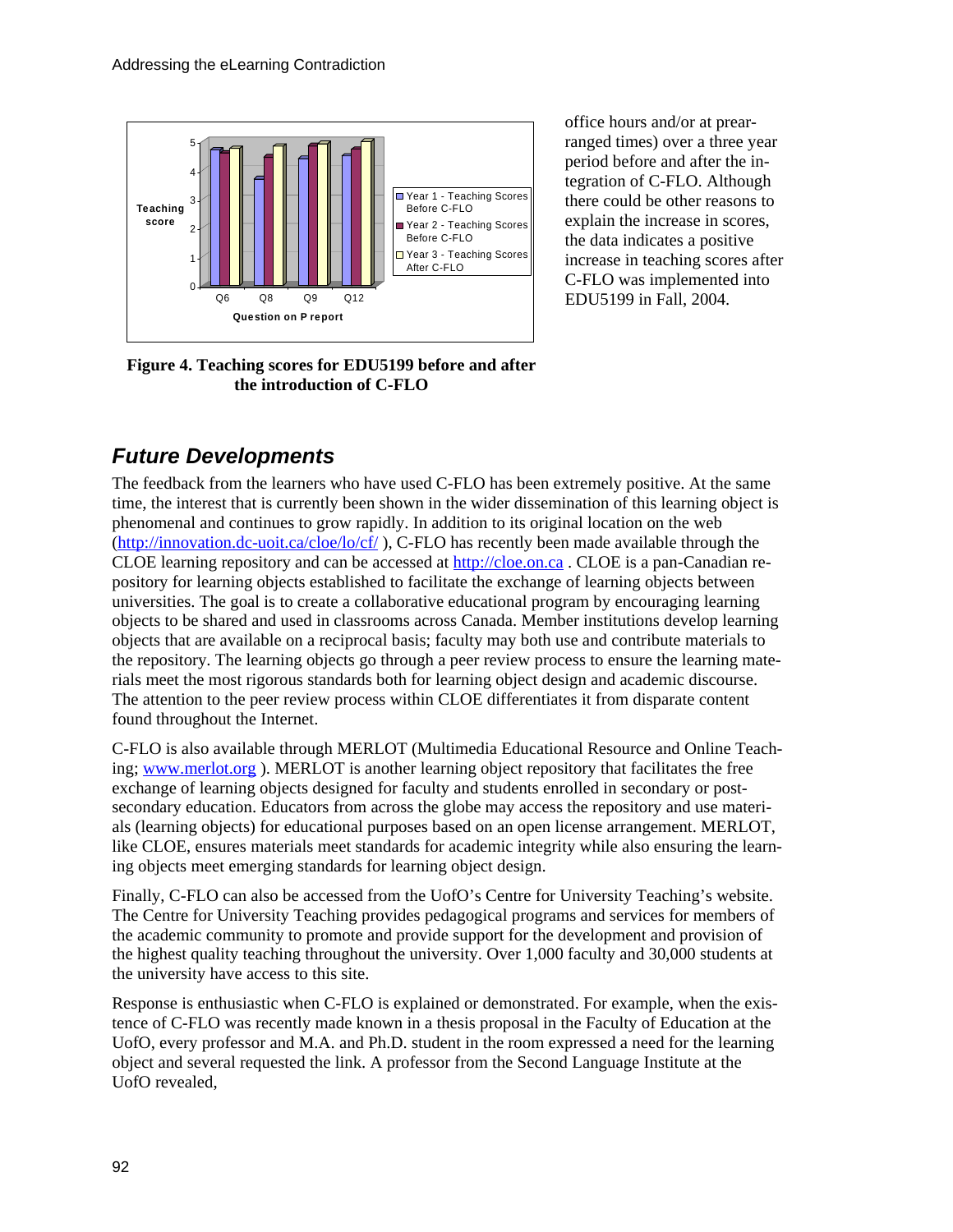Figure 4. Teaching scores for EDU5199 before and after the introduction of C-FLO

office hours and/or at prearranged times) over a three year period before and after the integration of C-FLO. Although there could be other reasons to explain the increase in scores, the data indicates a positive increase in teaching scores after C-FLO was implemented into EDU5199 in Fall, 2004.

## *Future Developments*

The feedback from the learners who have used C-FLO has been extremely positive. At the same time, the interest that is currently been shown in the wider dissemination of this learning object is phenomenal and continues to grow rapidly. In addition to its original location on the web (http://innovation.dc-uoit.ca/cloe/lo/cf/ ), C-FLO has recently been made available through the CLOE learning repository and can be accessed at http://cloe.on.ca . CLOE is a pan-Canadian repository for learning objects established to facilitate the exchange of learning objects between universities. The goal is to create a collaborative educational program by encouraging learning objects to be shared and used in classrooms across Canada. Member institutions develop learning objects that are available on a reciprocal basis; faculty may both use and contribute materials to the repository. The learning objects go through a peer review process to ensure the learning materials meet the most rigorous standards both for learning object design and academic discourse. The attention to the peer review process within CLOE differentiates it from disparate content found throughout the Internet.

C-FLO is also available through MERLOT (Multimedia Educational Resource and Online Teaching; www.merlot.org ). MERLOT is another learning object repository that facilitates the free exchange of learning objects designed for faculty and students enrolled in secondary or post-secondary education. Educators from across the globe may access the repository and use materials (learning objects) for educational purposes based on an open license arrangement. MERLOT, like CLOE, ensures materials meet standards for academic integrity while also ensuring the learning objects meet emerging standards for learning object design.

Finally, C-FLO can also be accessed from the UofO's Centre for University Teaching's website. The Centre for University Teaching provides pedagogical programs and services for members of the academic community to promote and provide support for the development and provision of the highest quality teaching throughout the university. Over 1,000 faculty and 30,000 students at the university have access to this site.

Response is enthusiastic when C-FLO is explained or demonstrated. For example, when the existence of C-FLO was recently made known in a thesis proposal in the Faculty of Education at the UofO, every professor and M.A. and Ph.D. student in the room expressed a need for the learning object and several requested the link. A professor from the Second Language Institute at the UofO revealed,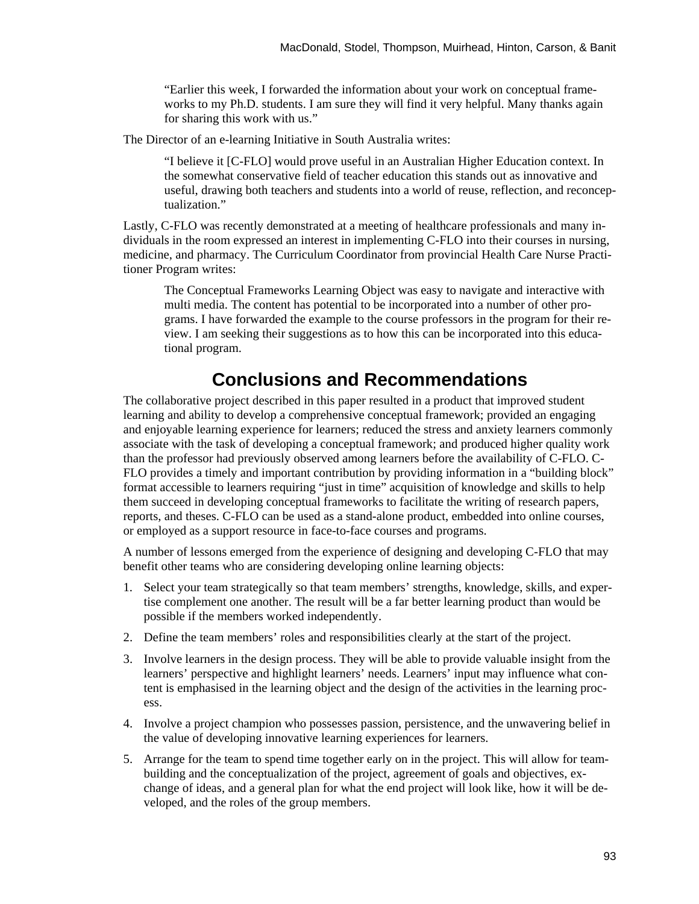> "Earlier this week, I forwarded the information about your work on conceptual frameworks to my Ph.D. students. I am sure they will find it very helpful. Many thanks again for sharing this work with us."

The Director of an e-learning Initiative in South Australia writes:

> "I believe it [C-FLO] would prove useful in an Australian Higher Education context. In the somewhat conservative field of teacher education this stands out as innovative and useful, drawing both teachers and students into a world of reuse, reflection, and reconceptualization."

Lastly, C-FLO was recently demonstrated at a meeting of healthcare professionals and many individuals in the room expressed an interest in implementing C-FLO into their courses in nursing, medicine, and pharmacy. The Curriculum Coordinator from provincial Health Care Nurse Practitioner Program writes:

> The Conceptual Frameworks Learning Object was easy to navigate and interactive with multi media. The content has potential to be incorporated into a number of other programs. I have forwarded the example to the course professors in the program for their review. I am seeking their suggestions as to how this can be incorporated into this educational program.

# Conclusions and Recommendations

The collaborative project described in this paper resulted in a product that improved student learning and ability to develop a comprehensive conceptual framework; provided an engaging and enjoyable learning experience for learners; reduced the stress and anxiety learners commonly associate with the task of developing a conceptual framework; and produced higher quality work than the professor had previously observed among learners before the availability of C-FLO. C-FLO provides a timely and important contribution by providing information in a "building block" format accessible to learners requiring "just in time" acquisition of knowledge and skills to help them succeed in developing conceptual frameworks to facilitate the writing of research papers, reports, and theses. C-FLO can be used as a stand-alone product, embedded into online courses, or employed as a support resource in face-to-face courses and programs.

A number of lessons emerged from the experience of designing and developing C-FLO that may benefit other teams who are considering developing online learning objects:

1. Select your team strategically so that team members' strengths, knowledge, skills, and expertise complement one another. The result will be a far better learning product than would be possible if the members worked independently.
2. Define the team members' roles and responsibilities clearly at the start of the project.
3. Involve learners in the design process. They will be able to provide valuable insight from the learners' perspective and highlight learners' needs. Learners' input may influence what content is emphasised in the learning object and the design of the activities in the learning process.
4. Involve a project champion who possesses passion, persistence, and the unwavering belief in the value of developing innovative learning experiences for learners.
5. Arrange for the team to spend time together early on in the project. This will allow for team-building and the conceptualization of the project, agreement of goals and objectives, exchange of ideas, and a general plan for what the end project will look like, how it will be developed, and the roles of the group members.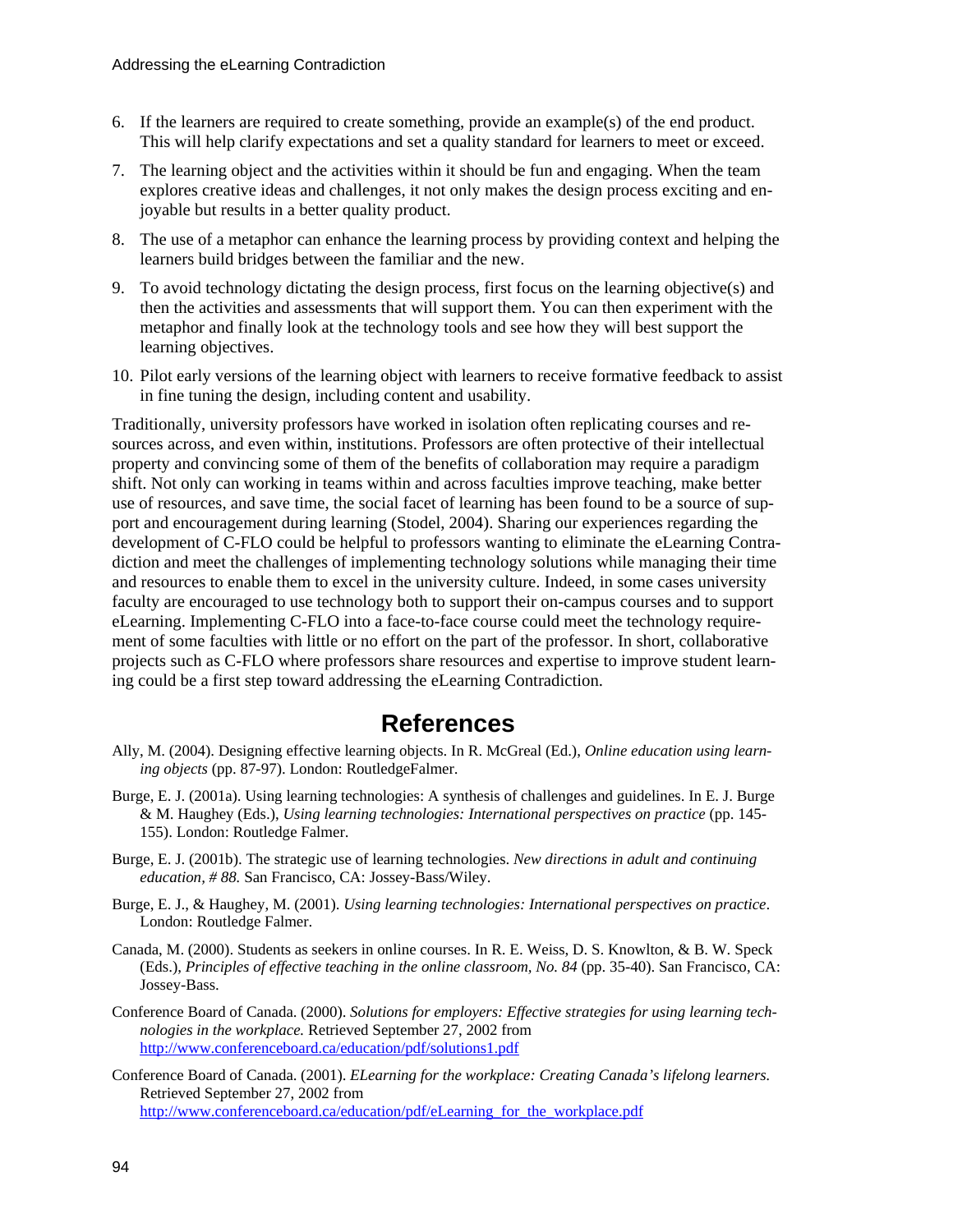6. If the learners are required to create something, provide an example(s) of the end product. This will help clarify expectations and set a quality standard for learners to meet or exceed.
7. The learning object and the activities within it should be fun and engaging. When the team explores creative ideas and challenges, it not only makes the design process exciting and enjoyable but results in a better quality product.
8. The use of a metaphor can enhance the learning process by providing context and helping the learners build bridges between the familiar and the new.
9. To avoid technology dictating the design process, first focus on the learning objective(s) and then the activities and assessments that will support them. You can then experiment with the metaphor and finally look at the technology tools and see how they will best support the learning objectives.
10. Pilot early versions of the learning object with learners to receive formative feedback to assist in fine tuning the design, including content and usability.

Traditionally, university professors have worked in isolation often replicating courses and resources across, and even within, institutions. Professors are often protective of their intellectual property and convincing some of them of the benefits of collaboration may require a paradigm shift. Not only can working in teams within and across faculties improve teaching, make better use of resources, and save time, the social facet of learning has been found to be a source of support and encouragement during learning (Stodel, 2004). Sharing our experiences regarding the development of C-FLO could be helpful to professors wanting to eliminate the eLearning Contradiction and meet the challenges of implementing technology solutions while managing their time and resources to enable them to excel in the university culture. Indeed, in some cases university faculty are encouraged to use technology both to support their on-campus courses and to support eLearning. Implementing C-FLO into a face-to-face course could meet the technology requirement of some faculties with little or no effort on the part of the professor. In short, collaborative projects such as C-FLO where professors share resources and expertise to improve student learning could be a first step toward addressing the eLearning Contradiction.

# References

Ally, M. (2004). Designing effective learning objects. In R. McGreal (Ed.), *Online education using learning objects* (pp. 87-97). London: RoutledgeFalmer.

Burge, E. J. (2001a). Using learning technologies: A synthesis of challenges and guidelines. In E. J. Burge & M. Haughey (Eds.), *Using learning technologies: International perspectives on practice* (pp. 145-155). London: Routledge Falmer.

Burge, E. J. (2001b). The strategic use of learning technologies. *New directions in adult and continuing education, # 88.* San Francisco, CA: Jossey-Bass/Wiley.

Burge, E. J., & Haughey, M. (2001). *Using learning technologies: International perspectives on practice*. London: Routledge Falmer.

Canada, M. (2000). Students as seekers in online courses. In R. E. Weiss, D. S. Knowlton, & B. W. Speck (Eds.), *Principles of effective teaching in the online classroom, No. 84* (pp. 35-40). San Francisco, CA: Jossey-Bass.

Conference Board of Canada. (2000). *Solutions for employers: Effective strategies for using learning technologies in the workplace.* Retrieved September 27, 2002 from http://www.conferenceboard.ca/education/pdf/solutions1.pdf

Conference Board of Canada. (2001). *ELearning for the workplace: Creating Canada's lifelong learners.* Retrieved September 27, 2002 from http://www.conferenceboard.ca/education/pdf/eLearning_for_the_workplace.pdf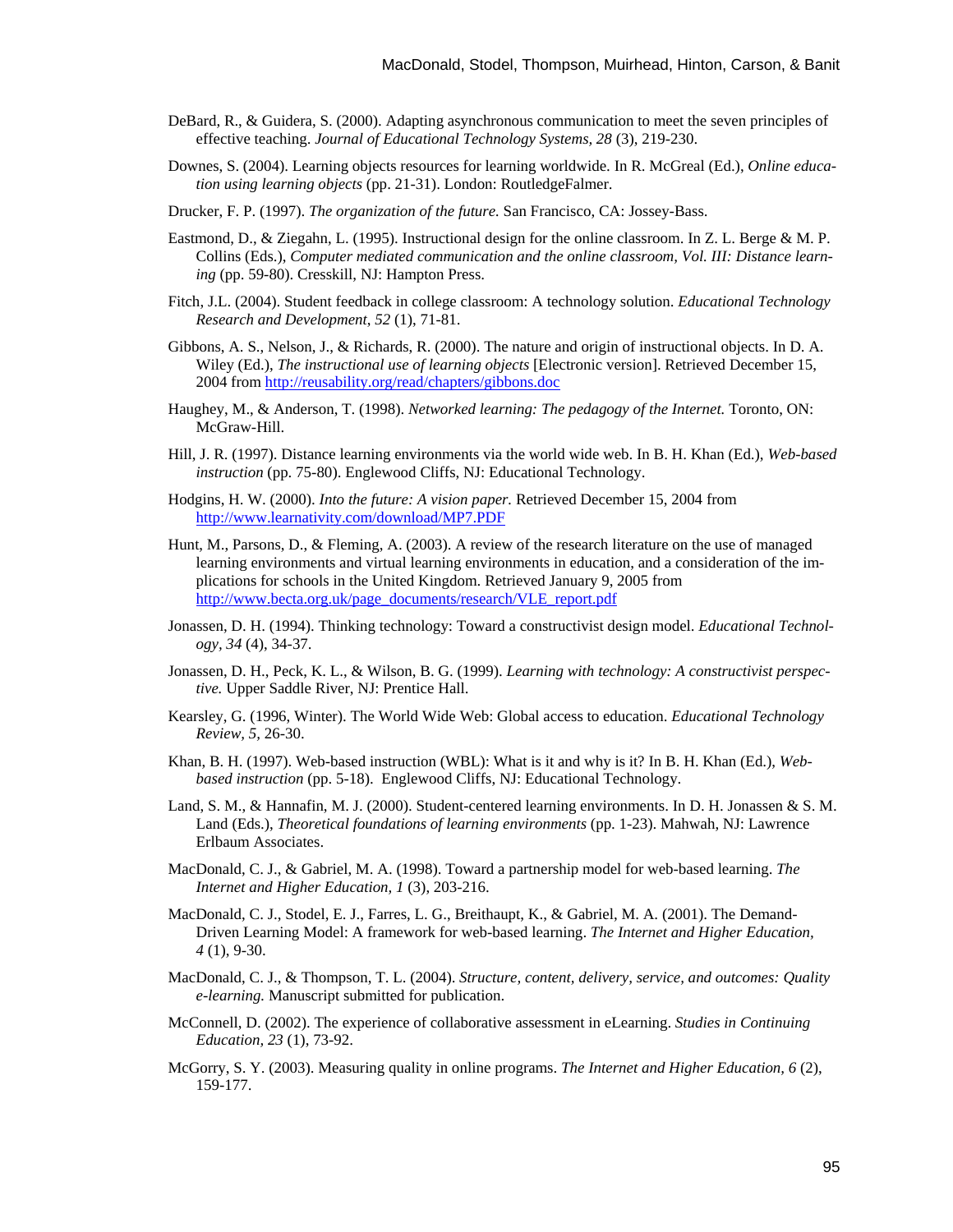DeBard, R., & Guidera, S. (2000). Adapting asynchronous communication to meet the seven principles of effective teaching. *Journal of Educational Technology Systems, 28* (3), 219-230.

Downes, S. (2004). Learning objects resources for learning worldwide. In R. McGreal (Ed.), *Online education using learning objects* (pp. 21-31). London: RoutledgeFalmer.

Drucker, F. P. (1997). *The organization of the future.* San Francisco, CA: Jossey-Bass.

Eastmond, D., & Ziegahn, L. (1995). Instructional design for the online classroom. In Z. L. Berge & M. P. Collins (Eds.), *Computer mediated communication and the online classroom, Vol. III: Distance learning* (pp. 59-80). Cresskill, NJ: Hampton Press.

Fitch, J.L. (2004). Student feedback in college classroom: A technology solution. *Educational Technology Research and Development*, *52* (1), 71-81.

Gibbons, A. S., Nelson, J., & Richards, R. (2000). The nature and origin of instructional objects. In D. A. Wiley (Ed.), *The instructional use of learning objects* [Electronic version]. Retrieved December 15, 2004 from http://reusability.org/read/chapters/gibbons.doc

Haughey, M., & Anderson, T. (1998). *Networked learning: The pedagogy of the Internet.* Toronto, ON: McGraw-Hill.

Hill, J. R. (1997). Distance learning environments via the world wide web. In B. H. Khan (Ed.), *Web-based instruction* (pp. 75-80). Englewood Cliffs, NJ: Educational Technology.

Hodgins, H. W. (2000). *Into the future: A vision paper.* Retrieved December 15, 2004 from http://www.learnativity.com/download/MP7.PDF

Hunt, M., Parsons, D., & Fleming, A. (2003). A review of the research literature on the use of managed learning environments and virtual learning environments in education, and a consideration of the implications for schools in the United Kingdom. Retrieved January 9, 2005 from http://www.becta.org.uk/page_documents/research/VLE_report.pdf

Jonassen, D. H. (1994). Thinking technology: Toward a constructivist design model. *Educational Technology, 34* (4), 34-37.

Jonassen, D. H., Peck, K. L., & Wilson, B. G. (1999). *Learning with technology: A constructivist perspective.* Upper Saddle River, NJ: Prentice Hall.

Kearsley, G. (1996, Winter). The World Wide Web: Global access to education. *Educational Technology Review, 5*, 26-30.

Khan, B. H. (1997). Web-based instruction (WBL): What is it and why is it? In B. H. Khan (Ed.), *Web-based instruction* (pp. 5-18). Englewood Cliffs, NJ: Educational Technology.

Land, S. M., & Hannafin, M. J. (2000). Student-centered learning environments. In D. H. Jonassen & S. M. Land (Eds.), *Theoretical foundations of learning environments* (pp. 1-23). Mahwah, NJ: Lawrence Erlbaum Associates.

MacDonald, C. J., & Gabriel, M. A. (1998). Toward a partnership model for web-based learning. *The Internet and Higher Education, 1* (3), 203-216.

MacDonald, C. J., Stodel, E. J., Farres, L. G., Breithaupt, K., & Gabriel, M. A. (2001). The Demand-Driven Learning Model: A framework for web-based learning. *The Internet and Higher Education*, *4* (1), 9-30.

MacDonald, C. J., & Thompson, T. L. (2004). *Structure, content, delivery, service, and outcomes: Quality e-learning.* Manuscript submitted for publication.

McConnell, D. (2002). The experience of collaborative assessment in eLearning. *Studies in Continuing Education, 23* (1), 73-92.

McGorry, S. Y. (2003). Measuring quality in online programs. *The Internet and Higher Education, 6* (2), 159-177.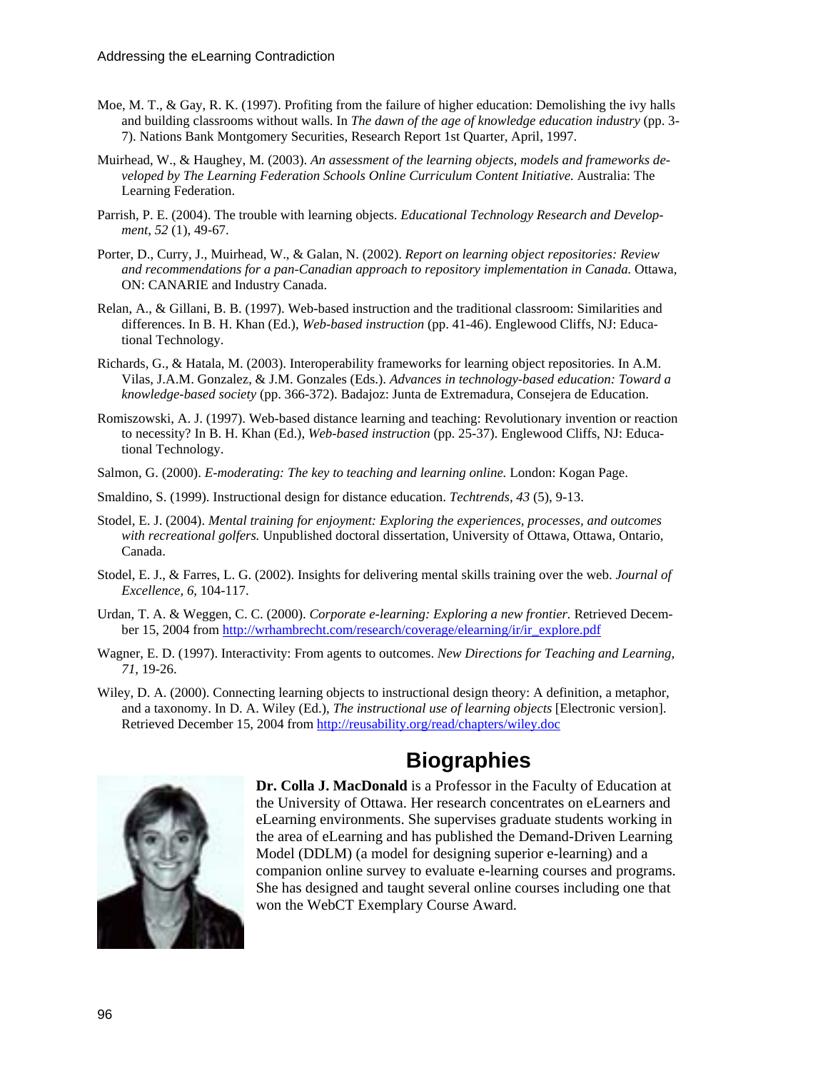Moe, M. T., & Gay, R. K. (1997). Profiting from the failure of higher education: Demolishing the ivy halls and building classrooms without walls. In *The dawn of the age of knowledge education industry* (pp. 3-7). Nations Bank Montgomery Securities, Research Report 1st Quarter, April, 1997.

Muirhead, W., & Haughey, M. (2003). *An assessment of the learning objects, models and frameworks developed by The Learning Federation Schools Online Curriculum Content Initiative.* Australia: The Learning Federation.

Parrish, P. E. (2004). The trouble with learning objects. *Educational Technology Research and Development, 52* (1), 49-67.

Porter, D., Curry, J., Muirhead, W., & Galan, N. (2002). *Report on learning object repositories: Review and recommendations for a pan-Canadian approach to repository implementation in Canada.* Ottawa, ON: CANARIE and Industry Canada.

Relan, A., & Gillani, B. B. (1997). Web-based instruction and the traditional classroom: Similarities and differences. In B. H. Khan (Ed.), *Web-based instruction* (pp. 41-46). Englewood Cliffs, NJ: Educational Technology.

Richards, G., & Hatala, M. (2003). Interoperability frameworks for learning object repositories. In A.M. Vilas, J.A.M. Gonzalez, & J.M. Gonzales (Eds.). *Advances in technology-based education: Toward a knowledge-based society* (pp. 366-372). Badajoz: Junta de Extremadura, Consejera de Education.

Romiszowski, A. J. (1997). Web-based distance learning and teaching: Revolutionary invention or reaction to necessity? In B. H. Khan (Ed.), *Web-based instruction* (pp. 25-37). Englewood Cliffs, NJ: Educational Technology.

Salmon, G. (2000). *E-moderating: The key to teaching and learning online.* London: Kogan Page.

Smaldino, S. (1999). Instructional design for distance education. *Techtrends, 43* (5), 9-13.

Stodel, E. J. (2004). *Mental training for enjoyment: Exploring the experiences, processes, and outcomes with recreational golfers.* Unpublished doctoral dissertation, University of Ottawa, Ottawa, Ontario, Canada.

Stodel, E. J., & Farres, L. G. (2002). Insights for delivering mental skills training over the web. *Journal of Excellence, 6,* 104-117.

Urdan, T. A. & Weggen, C. C. (2000). *Corporate e-learning: Exploring a new frontier.* Retrieved December 15, 2004 from http://wrhambrecht.com/research/coverage/elearning/ir/ir_explore.pdf

Wagner, E. D. (1997). Interactivity: From agents to outcomes. *New Directions for Teaching and Learning, 71,* 19-26.

Wiley, D. A. (2000). Connecting learning objects to instructional design theory: A definition, a metaphor, and a taxonomy. In D. A. Wiley (Ed.), *The instructional use of learning objects* [Electronic version]. Retrieved December 15, 2004 from http://reusability.org/read/chapters/wiley.doc

## Biographies

**Dr. Colla J. MacDonald** is a Professor in the Faculty of Education at the University of Ottawa. Her research concentrates on eLearners and eLearning environments. She supervises graduate students working in the area of eLearning and has published the Demand-Driven Learning Model (DDLM) (a model for designing superior e-learning) and a companion online survey to evaluate e-learning courses and programs. She has designed and taught several online courses including one that won the WebCT Exemplary Course Award.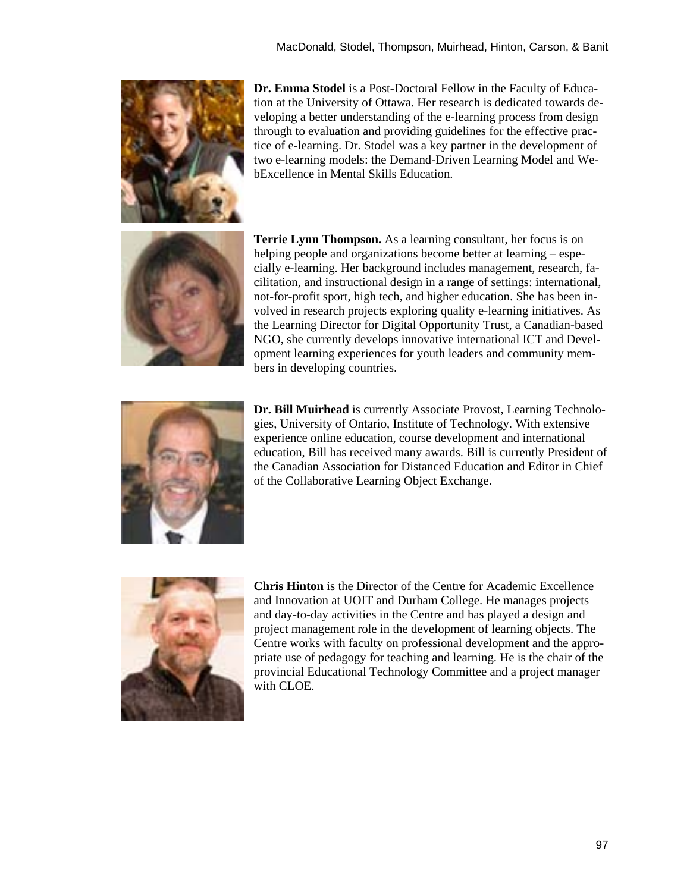**Dr. Emma Stodel** is a Post-Doctoral Fellow in the Faculty of Education at the University of Ottawa. Her research is dedicated towards developing a better understanding of the e-learning process from design through to evaluation and providing guidelines for the effective practice of e-learning. Dr. Stodel was a key partner in the development of two e-learning models: the Demand-Driven Learning Model and WebExcellence in Mental Skills Education.

**Terrie Lynn Thompson.** As a learning consultant, her focus is on helping people and organizations become better at learning – especially e-learning. Her background includes management, research, facilitation, and instructional design in a range of settings: international, not-for-profit sport, high tech, and higher education. She has been involved in research projects exploring quality e-learning initiatives. As the Learning Director for Digital Opportunity Trust, a Canadian-based NGO, she currently develops innovative international ICT and Development learning experiences for youth leaders and community members in developing countries.

**Dr. Bill Muirhead** is currently Associate Provost, Learning Technologies, University of Ontario, Institute of Technology. With extensive experience online education, course development and international education, Bill has received many awards. Bill is currently President of the Canadian Association for Distanced Education and Editor in Chief of the Collaborative Learning Object Exchange.

**Chris Hinton** is the Director of the Centre for Academic Excellence and Innovation at UOIT and Durham College. He manages projects and day-to-day activities in the Centre and has played a design and project management role in the development of learning objects. The Centre works with faculty on professional development and the appropriate use of pedagogy for teaching and learning. He is the chair of the provincial Educational Technology Committee and a project manager with CLOE.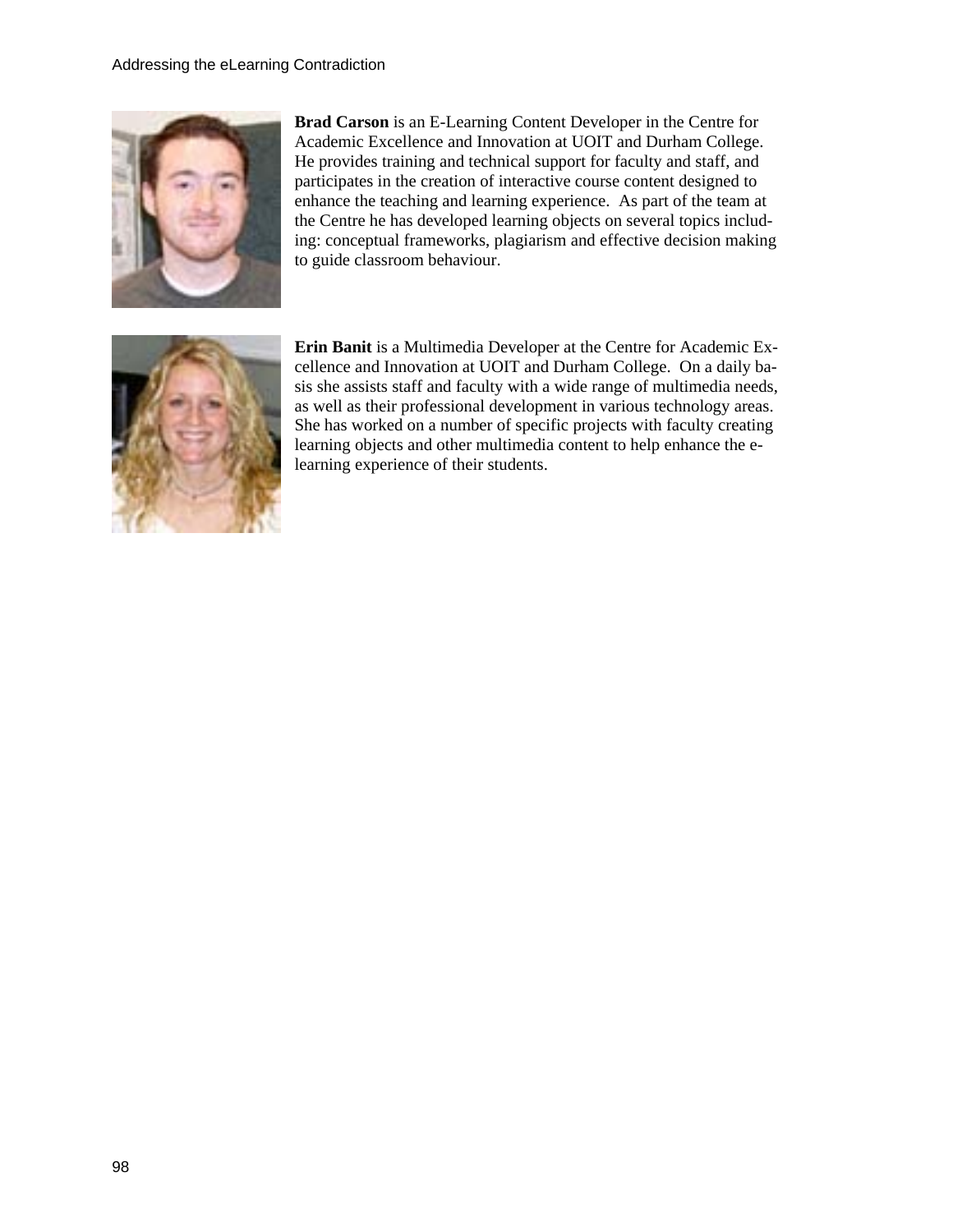**Brad Carson** is an E-Learning Content Developer in the Centre for Academic Excellence and Innovation at UOIT and Durham College. He provides training and technical support for faculty and staff, and participates in the creation of interactive course content designed to enhance the teaching and learning experience. As part of the team at the Centre he has developed learning objects on several topics including: conceptual frameworks, plagiarism and effective decision making to guide classroom behaviour.

**Erin Banit** is a Multimedia Developer at the Centre for Academic Excellence and Innovation at UOIT and Durham College. On a daily basis she assists staff and faculty with a wide range of multimedia needs, as well as their professional development in various technology areas. She has worked on a number of specific projects with faculty creating learning objects and other multimedia content to help enhance the e-learning experience of their students.